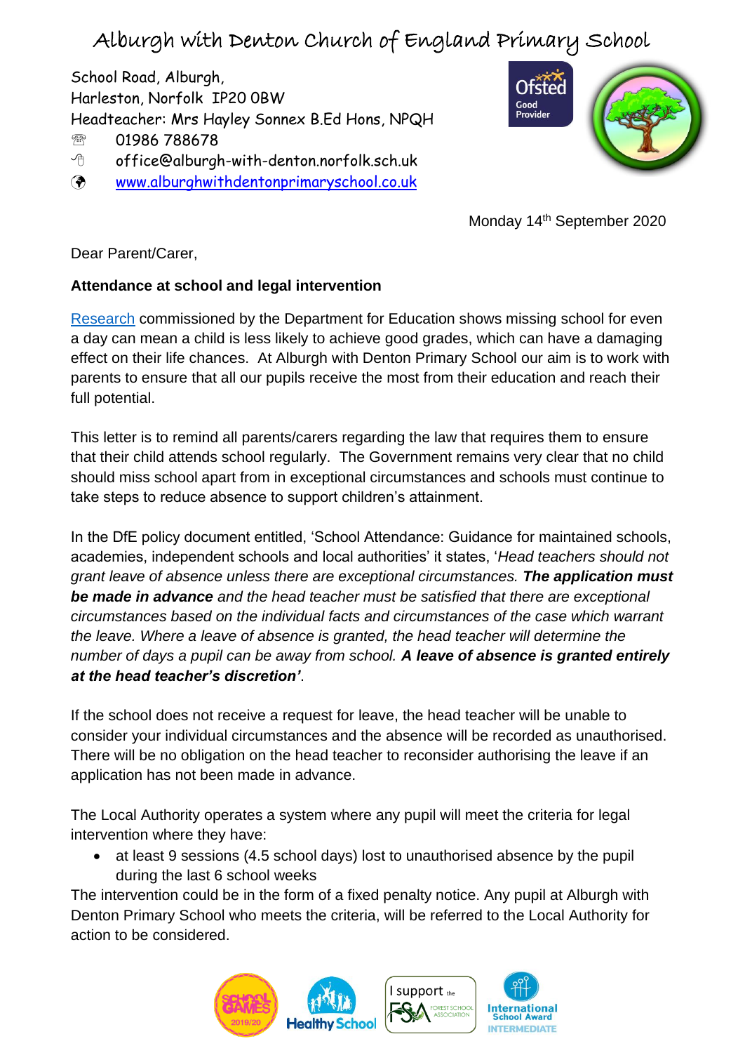# Alburgh with Denton Church of England Primary School

School Road, Alburgh,
Harleston, Norfolk IP20 0BW
Headteacher: Mrs Hayley Sonnex B.Ed Hons, NPQH
☏ 01986 788678
office@alburgh-with-denton.norfolk.sch.uk
www.alburghwithdentonprimaryschool.co.uk

Ofsted Good Provider

Monday 14th September 2020

Dear Parent/Carer,

**Attendance at school and legal intervention**

Research commissioned by the Department for Education shows missing school for even a day can mean a child is less likely to achieve good grades, which can have a damaging effect on their life chances. At Alburgh with Denton Primary School our aim is to work with parents to ensure that all our pupils receive the most from their education and reach their full potential.

This letter is to remind all parents/carers regarding the law that requires them to ensure that their child attends school regularly. The Government remains very clear that no child should miss school apart from in exceptional circumstances and schools must continue to take steps to reduce absence to support children's attainment.

In the DfE policy document entitled, 'School Attendance: Guidance for maintained schools, academies, independent schools and local authorities' it states, '*Head teachers should not grant leave of absence unless there are exceptional circumstances.* ***The application must be made in advance*** *and the head teacher must be satisfied that there are exceptional circumstances based on the individual facts and circumstances of the case which warrant the leave. Where a leave of absence is granted, the head teacher will determine the number of days a pupil can be away from school.* ***A leave of absence is granted entirely at the head teacher's discretion'***.

If the school does not receive a request for leave, the head teacher will be unable to consider your individual circumstances and the absence will be recorded as unauthorised. There will be no obligation on the head teacher to reconsider authorising the leave if an application has not been made in advance.

The Local Authority operates a system where any pupil will meet the criteria for legal intervention where they have:

- at least 9 sessions (4.5 school days) lost to unauthorised absence by the pupil during the last 6 school weeks

The intervention could be in the form of a fixed penalty notice. Any pupil at Alburgh with Denton Primary School who meets the criteria, will be referred to the Local Authority for action to be considered.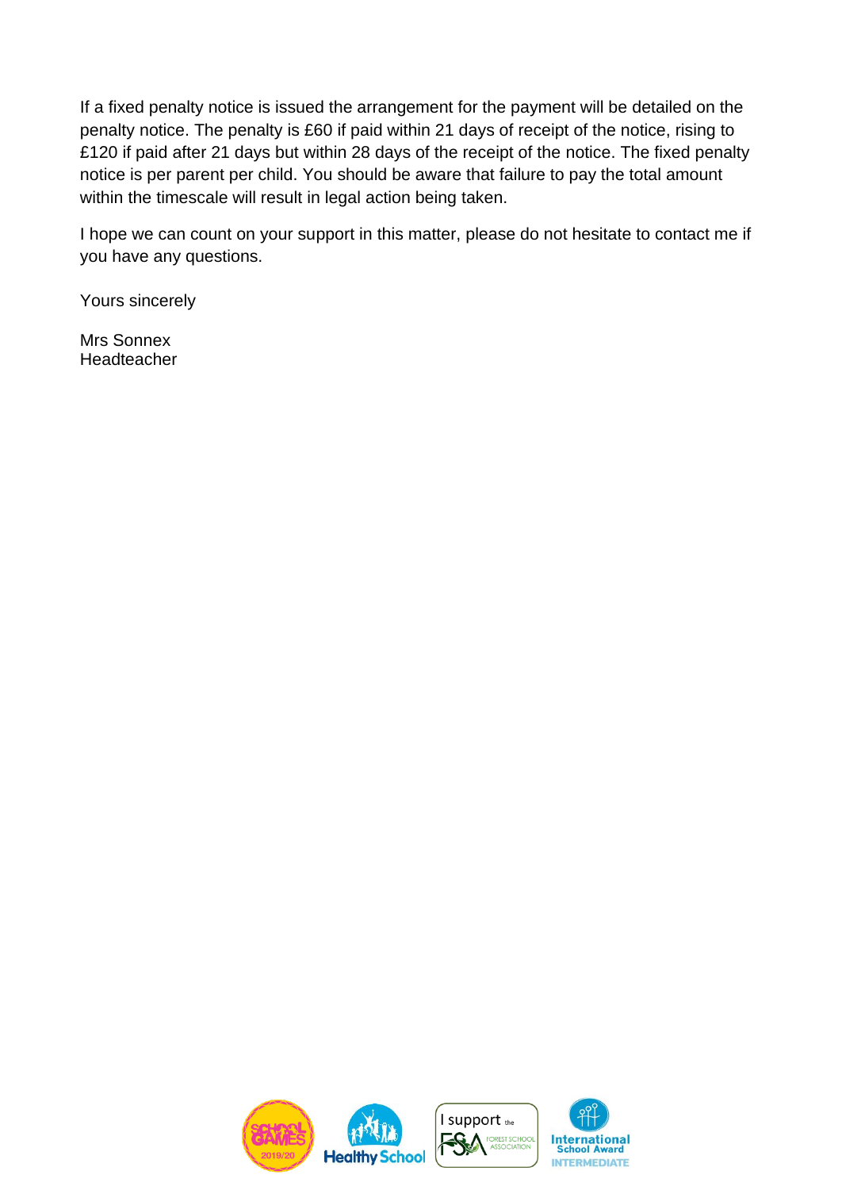If a fixed penalty notice is issued the arrangement for the payment will be detailed on the penalty notice. The penalty is £60 if paid within 21 days of receipt of the notice, rising to £120 if paid after 21 days but within 28 days of the receipt of the notice. The fixed penalty notice is per parent per child. You should be aware that failure to pay the total amount within the timescale will result in legal action being taken.

I hope we can count on your support in this matter, please do not hesitate to contact me if you have any questions.

Yours sincerely

Mrs Sonnex
Headteacher